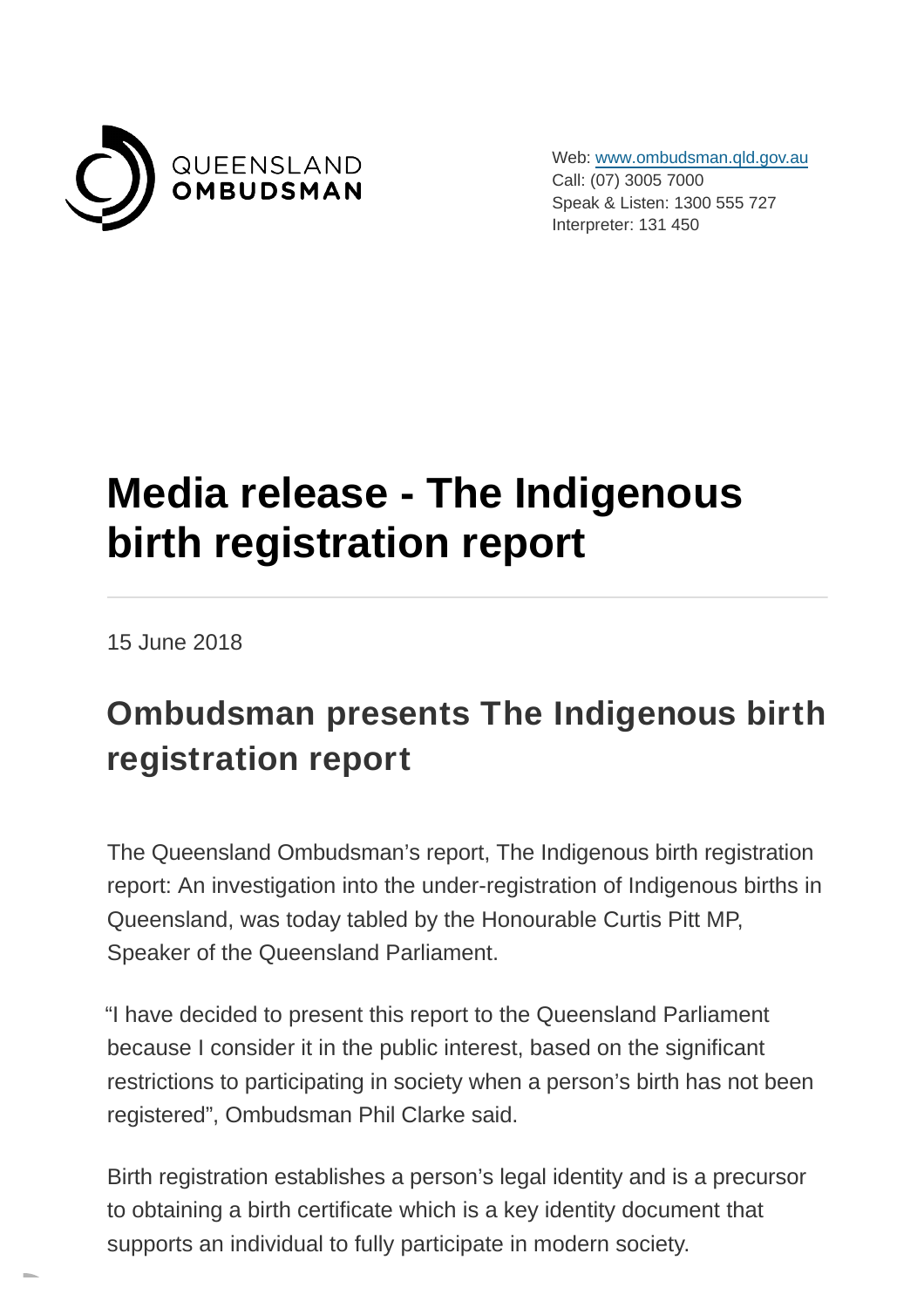QUEENSLAND OMBUDSMAN

Web: www.ombudsman.qld.gov.au
Call: (07) 3005 7000
Speak & Listen: 1300 555 727
Interpreter: 131 450

# Media release - The Indigenous birth registration report

15 June 2018

## Ombudsman presents The Indigenous birth registration report

The Queensland Ombudsman's report, The Indigenous birth registration report: An investigation into the under-registration of Indigenous births in Queensland, was today tabled by the Honourable Curtis Pitt MP, Speaker of the Queensland Parliament.

"I have decided to present this report to the Queensland Parliament because I consider it in the public interest, based on the significant restrictions to participating in society when a person's birth has not been registered", Ombudsman Phil Clarke said.

Birth registration establishes a person's legal identity and is a precursor to obtaining a birth certificate which is a key identity document that supports an individual to fully participate in modern society.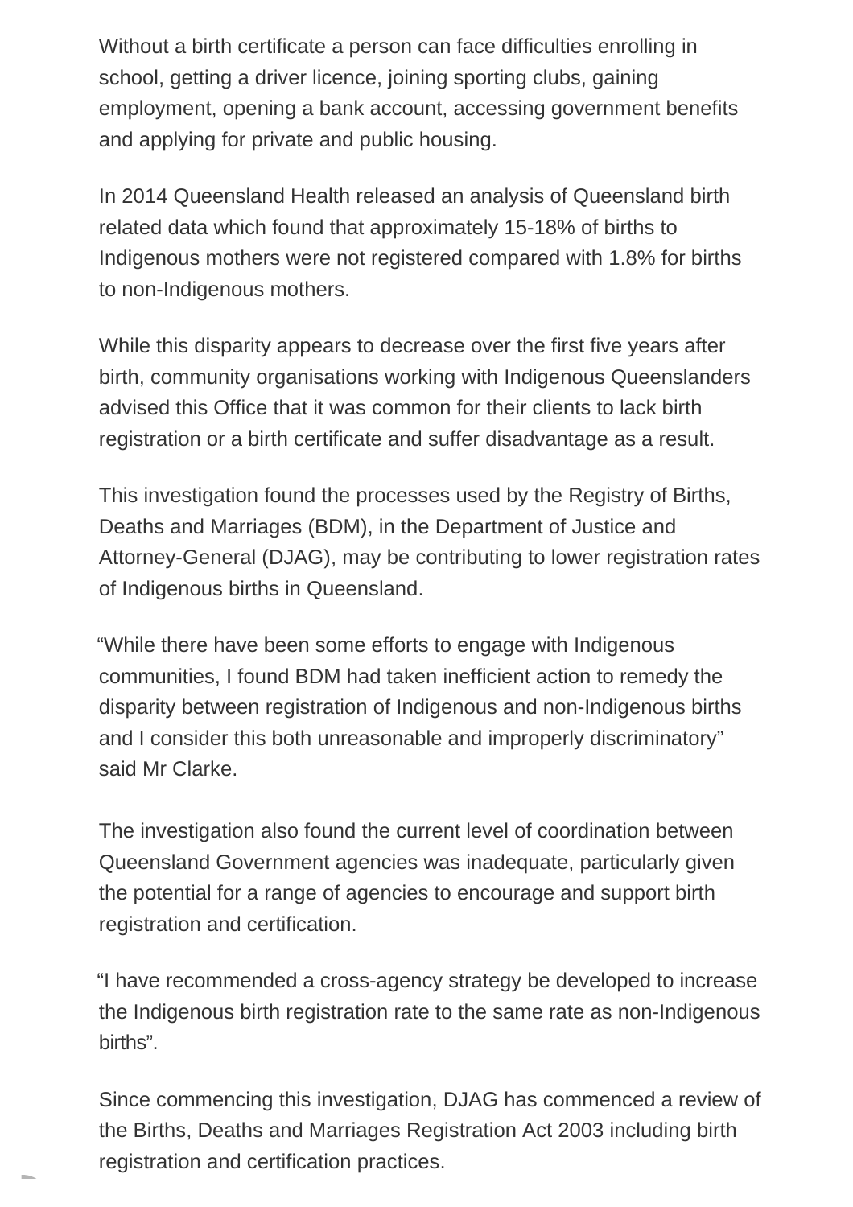Without a birth certificate a person can face difficulties enrolling in school, getting a driver licence, joining sporting clubs, gaining employment, opening a bank account, accessing government benefits and applying for private and public housing.

In 2014 Queensland Health released an analysis of Queensland birth related data which found that approximately 15-18% of births to Indigenous mothers were not registered compared with 1.8% for births to non-Indigenous mothers.

While this disparity appears to decrease over the first five years after birth, community organisations working with Indigenous Queenslanders advised this Office that it was common for their clients to lack birth registration or a birth certificate and suffer disadvantage as a result.

This investigation found the processes used by the Registry of Births, Deaths and Marriages (BDM), in the Department of Justice and Attorney-General (DJAG), may be contributing to lower registration rates of Indigenous births in Queensland.

"While there have been some efforts to engage with Indigenous communities, I found BDM had taken inefficient action to remedy the disparity between registration of Indigenous and non-Indigenous births and I consider this both unreasonable and improperly discriminatory" said Mr Clarke.

The investigation also found the current level of coordination between Queensland Government agencies was inadequate, particularly given the potential for a range of agencies to encourage and support birth registration and certification.

"I have recommended a cross-agency strategy be developed to increase the Indigenous birth registration rate to the same rate as non-Indigenous births".

Since commencing this investigation, DJAG has commenced a review of the Births, Deaths and Marriages Registration Act 2003 including birth registration and certification practices.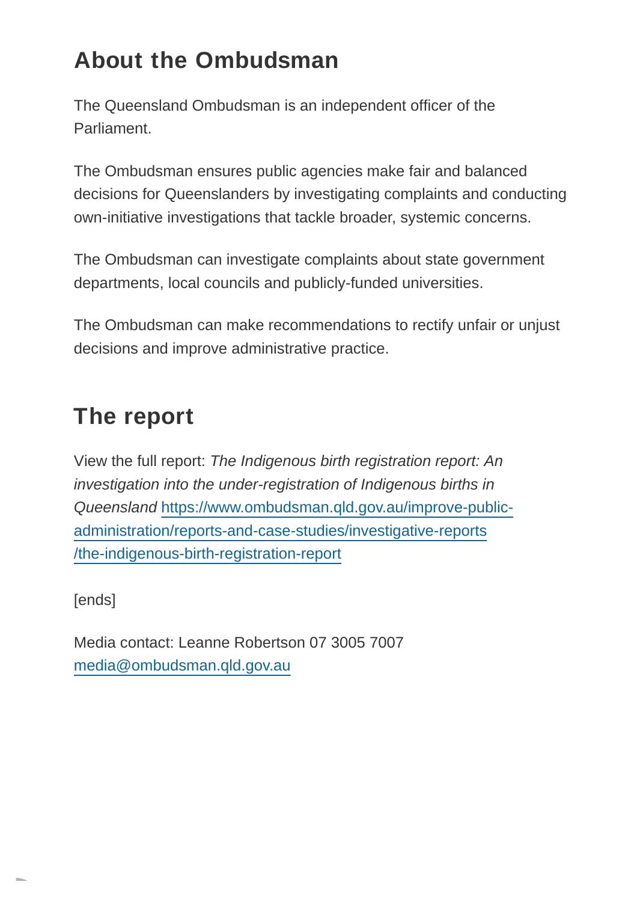## About the Ombudsman

The Queensland Ombudsman is an independent officer of the Parliament.

The Ombudsman ensures public agencies make fair and balanced decisions for Queenslanders by investigating complaints and conducting own-initiative investigations that tackle broader, systemic concerns.

The Ombudsman can investigate complaints about state government departments, local councils and publicly-funded universities.

The Ombudsman can make recommendations to rectify unfair or unjust decisions and improve administrative practice.

## The report

View the full report: *The Indigenous birth registration report: An investigation into the under-registration of Indigenous births in Queensland* https://www.ombudsman.qld.gov.au/improve-public-administration/reports-and-case-studies/investigative-reports/the-indigenous-birth-registration-report

[ends]

Media contact: Leanne Robertson 07 3005 7007
media@ombudsman.qld.gov.au